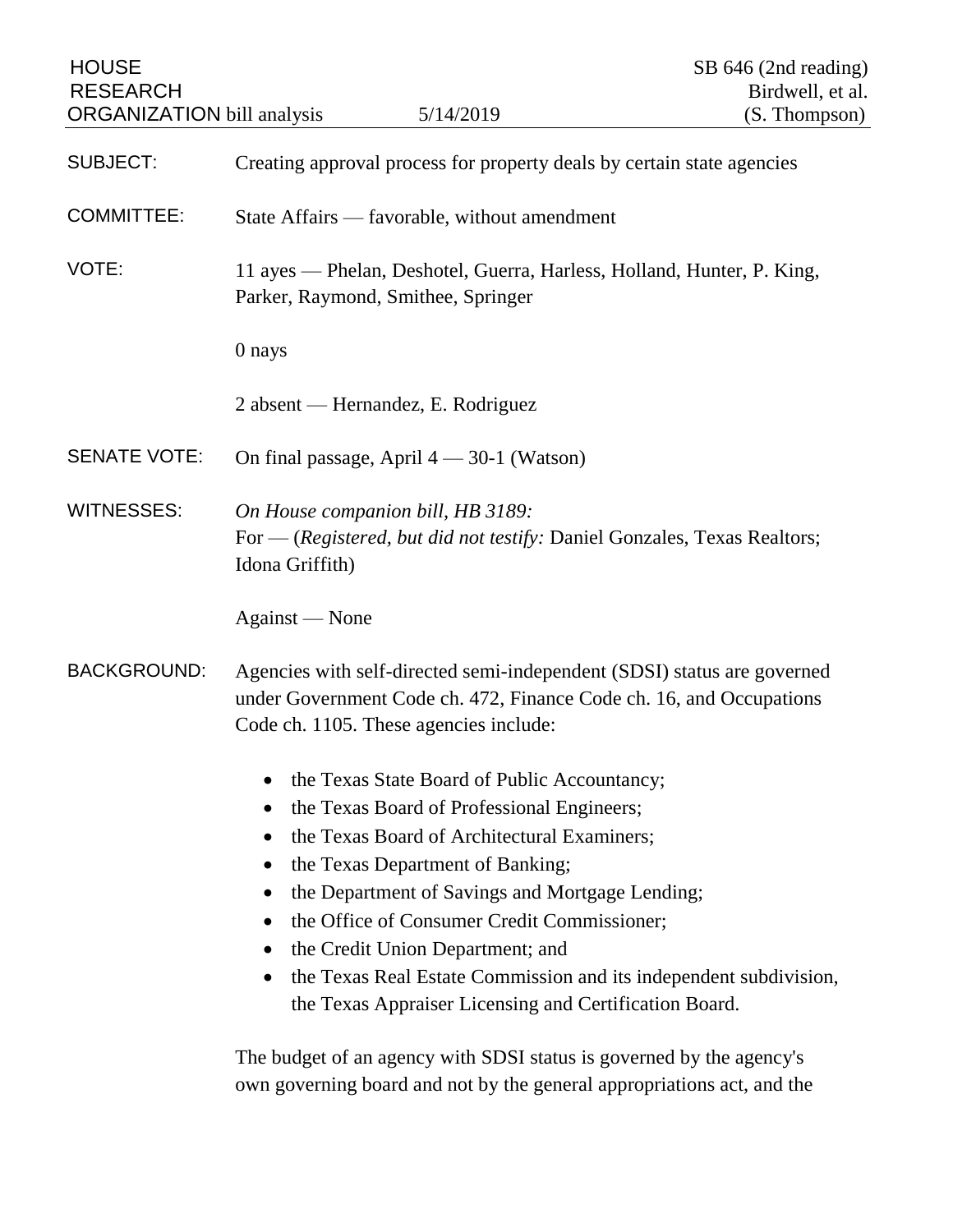HOUSE RESEARCH ORGANIZATION bill analysis — 5/14/2019 — SB 646 (2nd reading), Birdwell, et al. (S. Thompson)

**SUBJECT:** Creating approval process for property deals by certain state agencies

**COMMITTEE:** State Affairs — favorable, without amendment

**VOTE:** 11 ayes — Phelan, Deshotel, Guerra, Harless, Holland, Hunter, P. King, Parker, Raymond, Smithee, Springer

0 nays

2 absent — Hernandez, E. Rodriguez

**SENATE VOTE:** On final passage, April 4 — 30-1 (Watson)

**WITNESSES:** *On House companion bill, HB 3189:*
For — (*Registered, but did not testify:* Daniel Gonzales, Texas Realtors; Idona Griffith)

Against — None

**BACKGROUND:** Agencies with self-directed semi-independent (SDSI) status are governed under Government Code ch. 472, Finance Code ch. 16, and Occupations Code ch. 1105. These agencies include:

- the Texas State Board of Public Accountancy;
- the Texas Board of Professional Engineers;
- the Texas Board of Architectural Examiners;
- the Texas Department of Banking;
- the Department of Savings and Mortgage Lending;
- the Office of Consumer Credit Commissioner;
- the Credit Union Department; and
- the Texas Real Estate Commission and its independent subdivision, the Texas Appraiser Licensing and Certification Board.

The budget of an agency with SDSI status is governed by the agency's own governing board and not by the general appropriations act, and the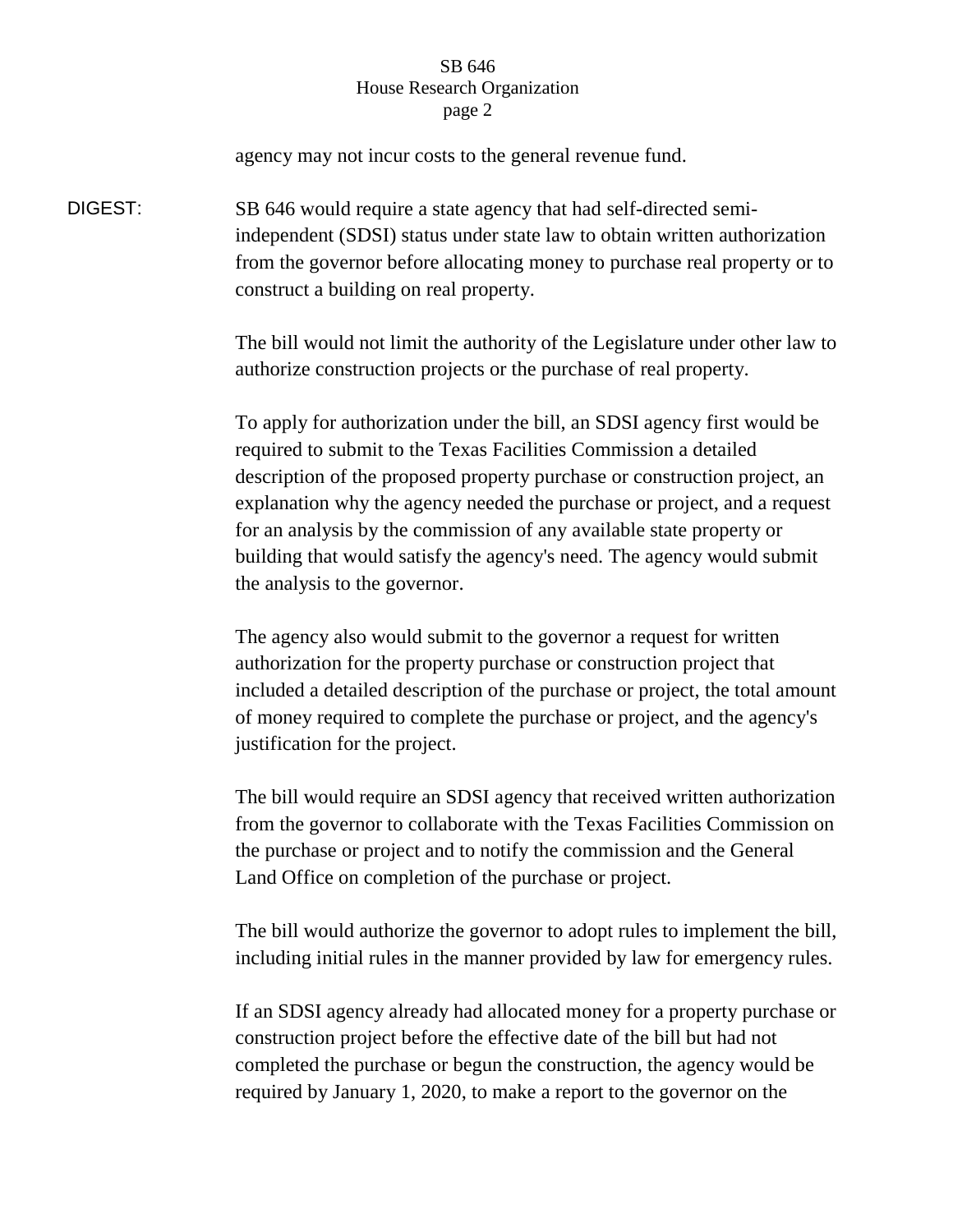agency may not incur costs to the general revenue fund.

**DIGEST:** SB 646 would require a state agency that had self-directed semi-independent (SDSI) status under state law to obtain written authorization from the governor before allocating money to purchase real property or to construct a building on real property.

The bill would not limit the authority of the Legislature under other law to authorize construction projects or the purchase of real property.

To apply for authorization under the bill, an SDSI agency first would be required to submit to the Texas Facilities Commission a detailed description of the proposed property purchase or construction project, an explanation why the agency needed the purchase or project, and a request for an analysis by the commission of any available state property or building that would satisfy the agency's need. The agency would submit the analysis to the governor.

The agency also would submit to the governor a request for written authorization for the property purchase or construction project that included a detailed description of the purchase or project, the total amount of money required to complete the purchase or project, and the agency's justification for the project.

The bill would require an SDSI agency that received written authorization from the governor to collaborate with the Texas Facilities Commission on the purchase or project and to notify the commission and the General Land Office on completion of the purchase or project.

The bill would authorize the governor to adopt rules to implement the bill, including initial rules in the manner provided by law for emergency rules.

If an SDSI agency already had allocated money for a property purchase or construction project before the effective date of the bill but had not completed the purchase or begun the construction, the agency would be required by January 1, 2020, to make a report to the governor on the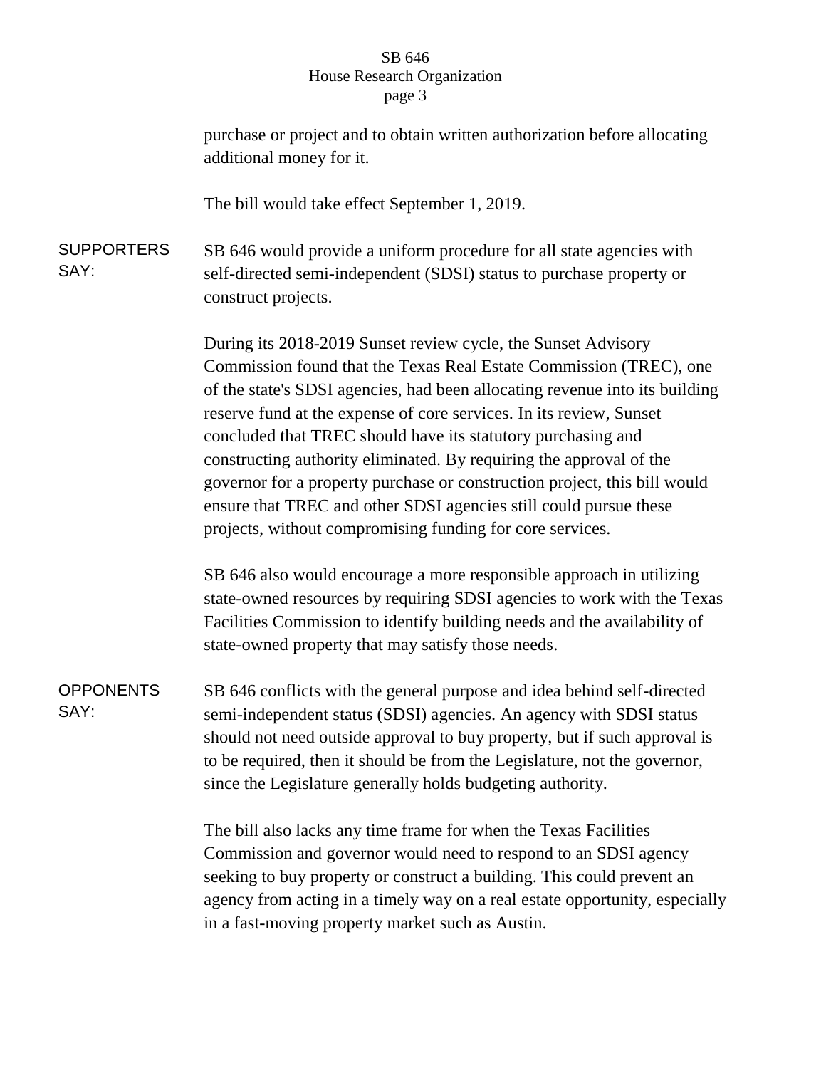purchase or project and to obtain written authorization before allocating additional money for it.

The bill would take effect September 1, 2019.

**SUPPORTERS SAY:**

SB 646 would provide a uniform procedure for all state agencies with self-directed semi-independent (SDSI) status to purchase property or construct projects.

During its 2018-2019 Sunset review cycle, the Sunset Advisory Commission found that the Texas Real Estate Commission (TREC), one of the state's SDSI agencies, had been allocating revenue into its building reserve fund at the expense of core services. In its review, Sunset concluded that TREC should have its statutory purchasing and constructing authority eliminated. By requiring the approval of the governor for a property purchase or construction project, this bill would ensure that TREC and other SDSI agencies still could pursue these projects, without compromising funding for core services.

SB 646 also would encourage a more responsible approach in utilizing state-owned resources by requiring SDSI agencies to work with the Texas Facilities Commission to identify building needs and the availability of state-owned property that may satisfy those needs.

**OPPONENTS SAY:**

SB 646 conflicts with the general purpose and idea behind self-directed semi-independent status (SDSI) agencies. An agency with SDSI status should not need outside approval to buy property, but if such approval is to be required, then it should be from the Legislature, not the governor, since the Legislature generally holds budgeting authority.

The bill also lacks any time frame for when the Texas Facilities Commission and governor would need to respond to an SDSI agency seeking to buy property or construct a building. This could prevent an agency from acting in a timely way on a real estate opportunity, especially in a fast-moving property market such as Austin.